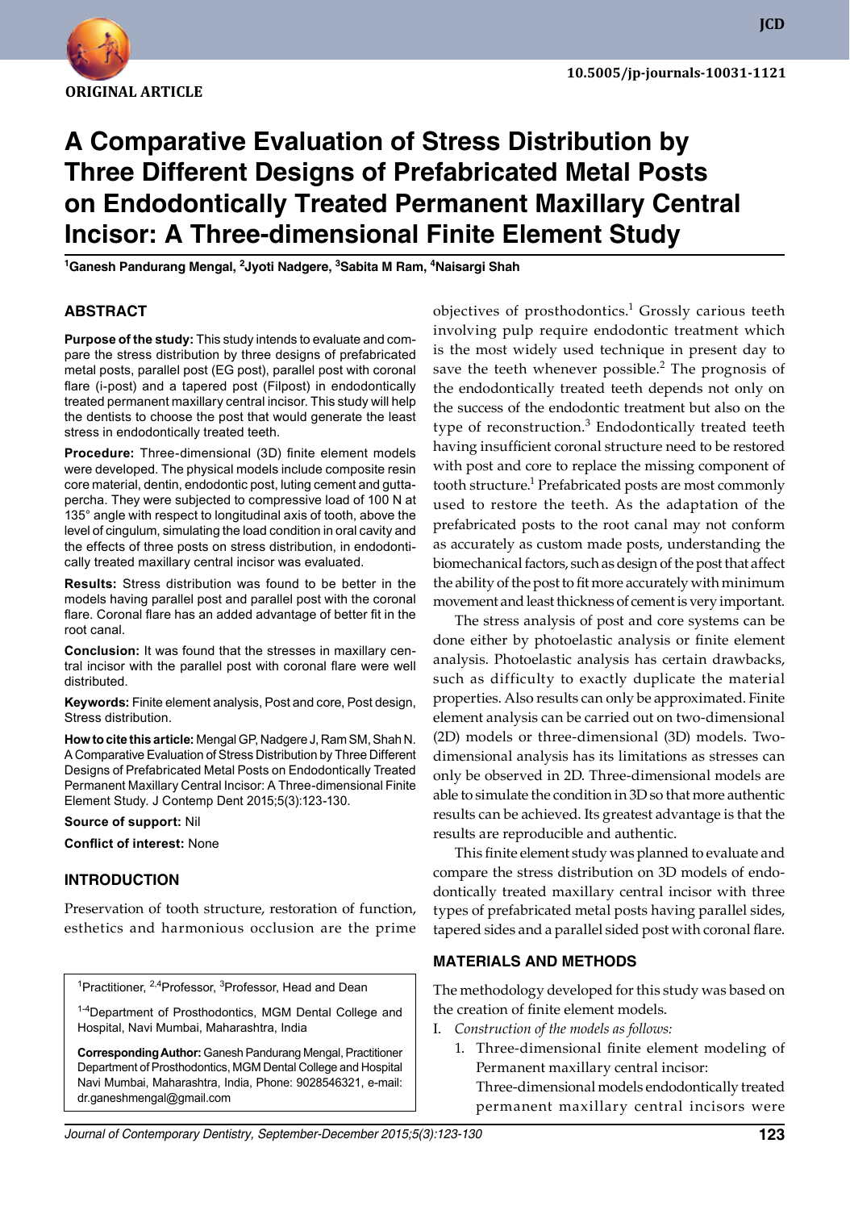ORIGINAL ARTICLE

10.5005/jp-journals-10031-1121

# A Comparative Evaluation of Stress Distribution by Three Different Designs of Prefabricated Metal Posts on Endodontically Treated Permanent Maxillary Central Incisor: A Three-dimensional Finite Element Study

[1]Ganesh Pandurang Mengal, [2]Jyoti Nadgere, [3]Sabita M Ram, [4]Naisargi Shah

## ABSTRACT

**Purpose of the study:** This study intends to evaluate and compare the stress distribution by three designs of prefabricated metal posts, parallel post (EG post), parallel post with coronal flare (i-post) and a tapered post (Filpost) in endodontically treated permanent maxillary central incisor. This study will help the dentists to choose the post that would generate the least stress in endodontically treated teeth.

**Procedure:** Three-dimensional (3D) finite element models were developed. The physical models include composite resin core material, dentin, endodontic post, luting cement and gutta-percha. They were subjected to compressive load of 100 N at 135° angle with respect to longitudinal axis of tooth, above the level of cingulum, simulating the load condition in oral cavity and the effects of three posts on stress distribution, in endodontically treated maxillary central incisor was evaluated.

**Results:** Stress distribution was found to be better in the models having parallel post and parallel post with the coronal flare. Coronal flare has an added advantage of better fit in the root canal.

**Conclusion:** It was found that the stresses in maxillary central incisor with the parallel post with coronal flare were well distributed.

**Keywords:** Finite element analysis, Post and core, Post design, Stress distribution.

**How to cite this article:** Mengal GP, Nadgere J, Ram SM, Shah N. A Comparative Evaluation of Stress Distribution by Three Different Designs of Prefabricated Metal Posts on Endodontically Treated Permanent Maxillary Central Incisor: A Three-dimensional Finite Element Study. J Contemp Dent 2015;5(3):123-130.

**Source of support:** Nil

**Conflict of interest:** None

## INTRODUCTION

Preservation of tooth structure, restoration of function, esthetics and harmonious occlusion are the prime objectives of prosthodontics.[1] Grossly carious teeth involving pulp require endodontic treatment which is the most widely used technique in present day to save the teeth whenever possible.[2] The prognosis of the endodontically treated teeth depends not only on the success of the endodontic treatment but also on the type of reconstruction.[3] Endodontically treated teeth having insufficient coronal structure need to be restored with post and core to replace the missing component of tooth structure.[1] Prefabricated posts are most commonly used to restore the teeth. As the adaptation of the prefabricated posts to the root canal may not conform as accurately as custom made posts, understanding the biomechanical factors, such as design of the post that affect the ability of the post to fit more accurately with minimum movement and least thickness of cement is very important.

The stress analysis of post and core systems can be done either by photoelastic analysis or finite element analysis. Photoelastic analysis has certain drawbacks, such as difficulty to exactly duplicate the material properties. Also results can only be approximated. Finite element analysis can be carried out on two-dimensional (2D) models or three-dimensional (3D) models. Two-dimensional analysis has its limitations as stresses can only be observed in 2D. Three-dimensional models are able to simulate the condition in 3D so that more authentic results can be achieved. Its greatest advantage is that the results are reproducible and authentic.

This finite element study was planned to evaluate and compare the stress distribution on 3D models of endodontically treated maxillary central incisor with three types of prefabricated metal posts having parallel sides, tapered sides and a parallel sided post with coronal flare.

## MATERIALS AND METHODS

The methodology developed for this study was based on the creation of finite element models.

I. *Construction of the models as follows:*
   1. Three-dimensional finite element modeling of Permanent maxillary central incisor:
      Three-dimensional models endodontically treated permanent maxillary central incisors were

---

[1]Practitioner, [2,4]Professor, [3]Professor, Head and Dean

[1-4]Department of Prosthodontics, MGM Dental College and Hospital, Navi Mumbai, Maharashtra, India

**Corresponding Author:** Ganesh Pandurang Mengal, Practitioner Department of Prosthodontics, MGM Dental College and Hospital Navi Mumbai, Maharashtra, India, Phone: 9028546321, e-mail: dr.ganeshmengal@gmail.com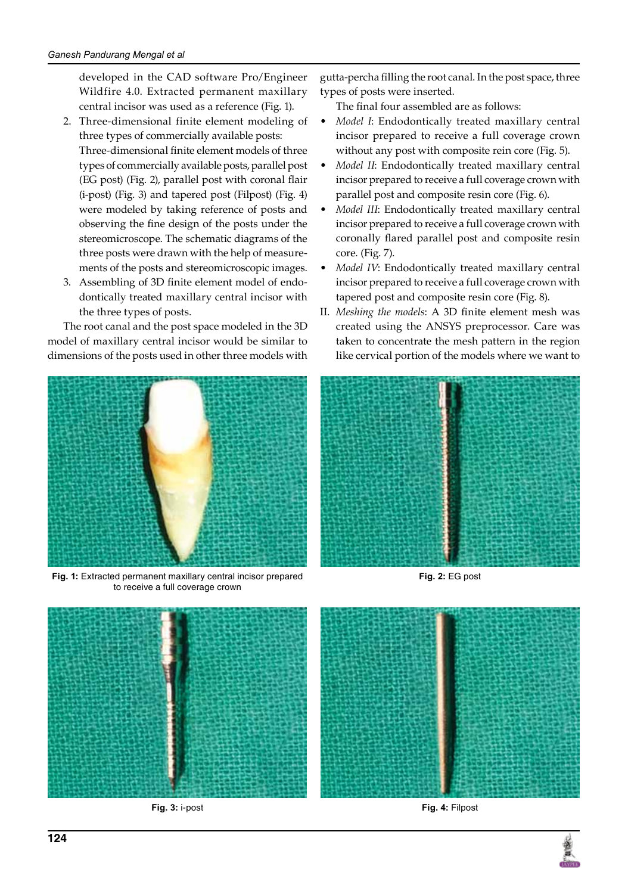developed in the CAD software Pro/Engineer Wildfire 4.0. Extracted permanent maxillary central incisor was used as a reference (Fig. 1).

2. Three-dimensional finite element modeling of three types of commercially available posts: Three-dimensional finite element models of three types of commercially available posts, parallel post (EG post) (Fig. 2), parallel post with coronal flair (i-post) (Fig. 3) and tapered post (Filpost) (Fig. 4) were modeled by taking reference of posts and observing the fine design of the posts under the stereomicroscope. The schematic diagrams of the three posts were drawn with the help of measurements of the posts and stereomicroscopic images.
3. Assembling of 3D finite element model of endodontically treated maxillary central incisor with the three types of posts.

The root canal and the post space modeled in the 3D model of maxillary central incisor would be similar to dimensions of the posts used in other three models with gutta-percha filling the root canal. In the post space, three types of posts were inserted.

The final four assembled are as follows:

- *Model I*: Endodontically treated maxillary central incisor prepared to receive a full coverage crown without any post with composite rein core (Fig. 5).
- *Model II*: Endodontically treated maxillary central incisor prepared to receive a full coverage crown with parallel post and composite resin core (Fig. 6).
- *Model III*: Endodontically treated maxillary central incisor prepared to receive a full coverage crown with coronally flared parallel post and composite resin core. (Fig. 7).
- *Model IV*: Endodontically treated maxillary central incisor prepared to receive a full coverage crown with tapered post and composite resin core (Fig. 8).

II. *Meshing the models*: A 3D finite element mesh was created using the ANSYS preprocessor. Care was taken to concentrate the mesh pattern in the region like cervical portion of the models where we want to

**Fig. 1:** Extracted permanent maxillary central incisor prepared to receive a full coverage crown

**Fig. 2:** EG post

**Fig. 3:** i-post

**Fig. 4:** Filpost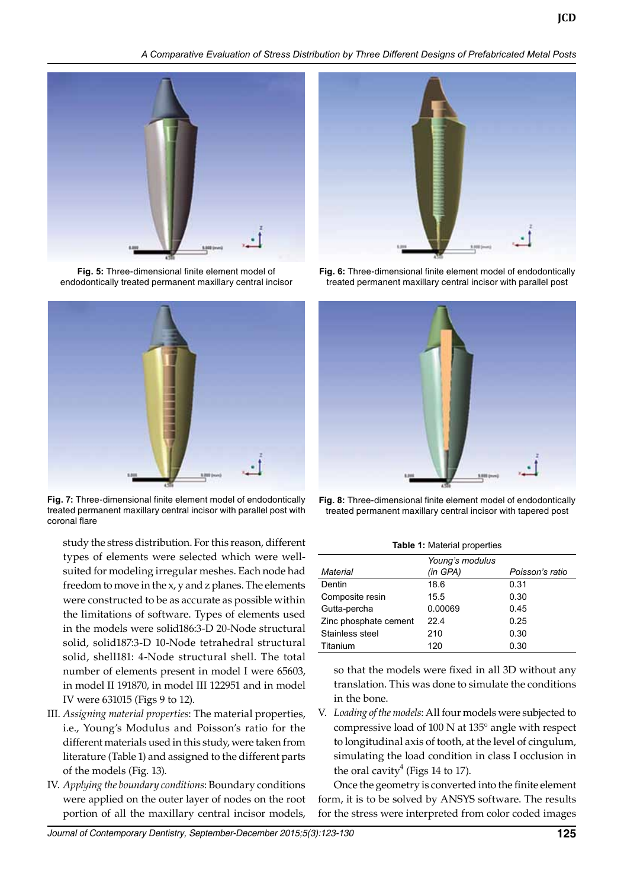**Fig. 5:** Three-dimensional finite element model of endodontically treated permanent maxillary central incisor

**Fig. 6:** Three-dimensional finite element model of endodontically treated permanent maxillary central incisor with parallel post

**Fig. 7:** Three-dimensional finite element model of endodontically treated permanent maxillary central incisor with parallel post with coronal flare

**Fig. 8:** Three-dimensional finite element model of endodontically treated permanent maxillary central incisor with tapered post

study the stress distribution. For this reason, different types of elements were selected which were well-suited for modeling irregular meshes. Each node had freedom to move in the x, y and z planes. The elements were constructed to be as accurate as possible within the limitations of software. Types of elements used in the models were solid186:3-D 20-Node structural solid, solid187:3-D 10-Node tetrahedral structural solid, shell181: 4-Node structural shell. The total number of elements present in model I were 65603, in model II 191870, in model III 122951 and in model IV were 631015 (Figs 9 to 12).

III. *Assigning material properties*: The material properties, i.e., Young's Modulus and Poisson's ratio for the different materials used in this study, were taken from literature (Table 1) and assigned to the different parts of the models (Fig. 13).

IV. *Applying the boundary conditions*: Boundary conditions were applied on the outer layer of nodes on the root portion of all the maxillary central incisor models, so that the models were fixed in all 3D without any translation. This was done to simulate the conditions in the bone.

V. *Loading of the models*: All four models were subjected to compressive load of 100 N at 135° angle with respect to longitudinal axis of tooth, at the level of cingulum, simulating the load condition in class I occlusion in the oral cavity[4] (Figs 14 to 17).

Once the geometry is converted into the finite element form, it is to be solved by ANSYS software. The results for the stress were interpreted from color coded images

**Table 1:** Material properties

| *Material* | *Young's modulus (in GPA)* | *Poisson's ratio* |
|---|---|---|
| Dentin | 18.6 | 0.31 |
| Composite resin | 15.5 | 0.30 |
| Gutta-percha | 0.00069 | 0.45 |
| Zinc phosphate cement | 22.4 | 0.25 |
| Stainless steel | 210 | 0.30 |
| Titanium | 120 | 0.30 |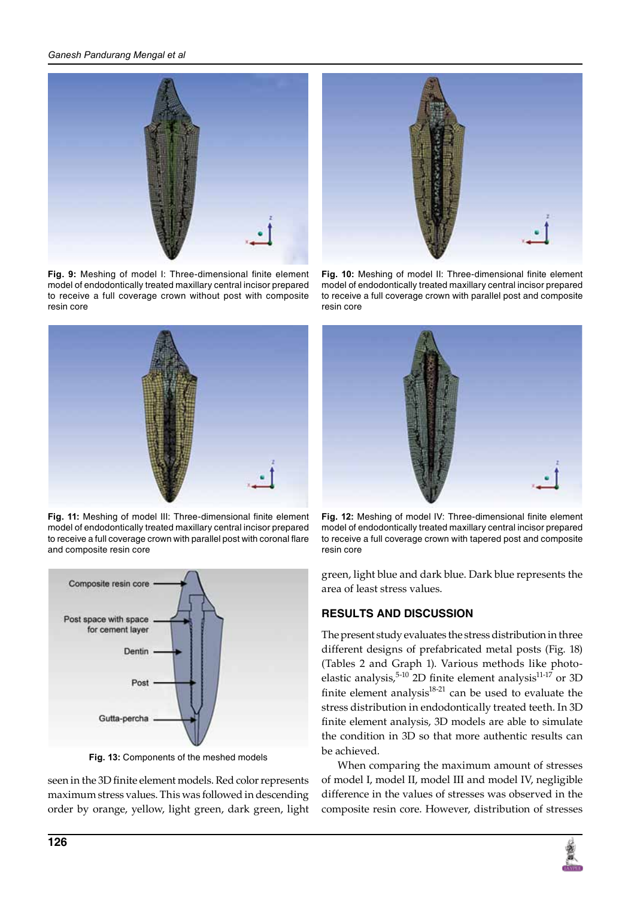**Fig. 9:** Meshing of model I: Three-dimensional finite element model of endodontically treated maxillary central incisor prepared to receive a full coverage crown without post with composite resin core

**Fig. 10:** Meshing of model II: Three-dimensional finite element model of endodontically treated maxillary central incisor prepared to receive a full coverage crown with parallel post and composite resin core

**Fig. 11:** Meshing of model III: Three-dimensional finite element model of endodontically treated maxillary central incisor prepared to receive a full coverage crown with parallel post with coronal flare and composite resin core

**Fig. 12:** Meshing of model IV: Three-dimensional finite element model of endodontically treated maxillary central incisor prepared to receive a full coverage crown with tapered post and composite resin core

**Fig. 13:** Components of the meshed models

seen in the 3D finite element models. Red color represents maximum stress values. This was followed in descending order by orange, yellow, light green, dark green, light green, light blue and dark blue. Dark blue represents the area of least stress values.

## RESULTS AND DISCUSSION

The present study evaluates the stress distribution in three different designs of prefabricated metal posts (Fig. 18) (Tables 2 and Graph 1). Various methods like photo-elastic analysis,[5-10] 2D finite element analysis[11-17] or 3D finite element analysis[18-21] can be used to evaluate the stress distribution in endodontically treated teeth. In 3D finite element analysis, 3D models are able to simulate the condition in 3D so that more authentic results can be achieved.

When comparing the maximum amount of stresses of model I, model II, model III and model IV, negligible difference in the values of stresses was observed in the composite resin core. However, distribution of stresses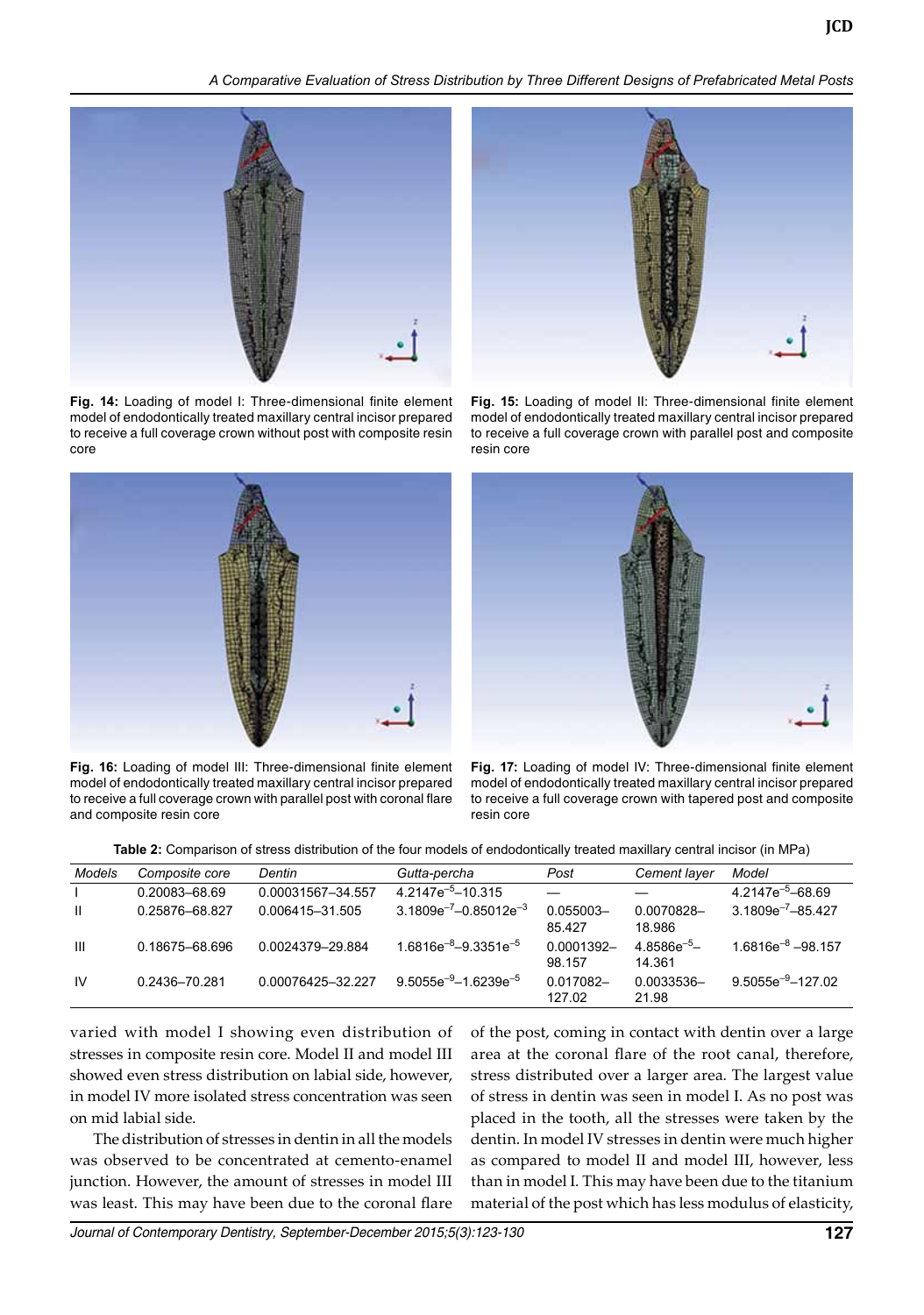**Fig. 14:** Loading of model I: Three-dimensional finite element model of endodontically treated maxillary central incisor prepared to receive a full coverage crown without post with composite resin core

**Fig. 15:** Loading of model II: Three-dimensional finite element model of endodontically treated maxillary central incisor prepared to receive a full coverage crown with parallel post and composite resin core

**Fig. 16:** Loading of model III: Three-dimensional finite element model of endodontically treated maxillary central incisor prepared to receive a full coverage crown with parallel post with coronal flare and composite resin core

**Fig. 17:** Loading of model IV: Three-dimensional finite element model of endodontically treated maxillary central incisor prepared to receive a full coverage crown with tapered post and composite resin core

**Table 2:** Comparison of stress distribution of the four models of endodontically treated maxillary central incisor (in MPa)

| *Models* | *Composite core* | *Dentin* | *Gutta-percha* | *Post* | *Cement layer* | *Model* |
|---|---|---|---|---|---|---|
| I | 0.20083–68.69 | 0.00031567–34.557 | $4.2147e^{-5}$–10.315 | — | — | $4.2147e^{-5}$–68.69 |
| II | 0.25876–68.827 | 0.006415–31.505 | $3.1809e^{-7}$–$0.85012e^{-3}$ | 0.055003–85.427 | 0.0070828–18.986 | $3.1809e^{-7}$–85.427 |
| III | 0.18675–68.696 | 0.0024379–29.884 | $1.6816e^{-8}$–$9.3351e^{-5}$ | 0.0001392–98.157 | $4.8586e^{-5}$–14.361 | $1.6816e^{-8}$–98.157 |
| IV | 0.2436–70.281 | 0.00076425–32.227 | $9.5055e^{-9}$–$1.6239e^{-5}$ | 0.017082–127.02 | 0.0033536–21.98 | $9.5055e^{-9}$–127.02 |

varied with model I showing even distribution of stresses in composite resin core. Model II and model III showed even stress distribution on labial side, however, in model IV more isolated stress concentration was seen on mid labial side.

The distribution of stresses in dentin in all the models was observed to be concentrated at cemento-enamel junction. However, the amount of stresses in model III was least. This may have been due to the coronal flare of the post, coming in contact with dentin over a large area at the coronal flare of the root canal, therefore, stress distributed over a larger area. The largest value of stress in dentin was seen in model I. As no post was placed in the tooth, all the stresses were taken by the dentin. In model IV stresses in dentin were much higher as compared to model II and model III, however, less than in model I. This may have been due to the titanium material of the post which has less modulus of elasticity,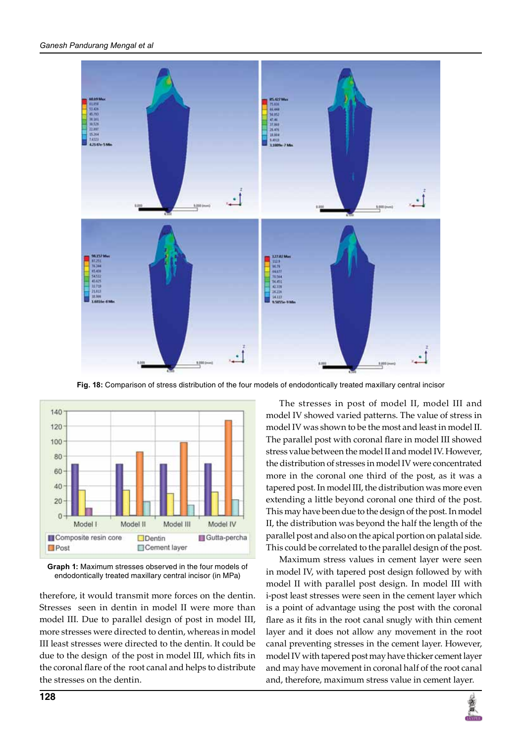Fig. 18: Comparison of stress distribution of the four models of endodontically treated maxillary central incisor

Graph 1: Maximum stresses observed in the four models of endodontically treated maxillary central incisor (in MPa)

therefore, it would transmit more forces on the dentin. Stresses seen in dentin in model II were more than model III. Due to parallel design of post in model III, more stresses were directed to dentin, whereas in model III least stresses were directed to the dentin. It could be due to the design of the post in model III, which fits in the coronal flare of the root canal and helps to distribute the stresses on the dentin.

The stresses in post of model II, model III and model IV showed varied patterns. The value of stress in model IV was shown to be the most and least in model II. The parallel post with coronal flare in model III showed stress value between the model II and model IV. However, the distribution of stresses in model IV were concentrated more in the coronal one third of the post, as it was a tapered post. In model III, the distribution was more even extending a little beyond coronal one third of the post. This may have been due to the design of the post. In model II, the distribution was beyond the half the length of the parallel post and also on the apical portion on palatal side. This could be correlated to the parallel design of the post.

Maximum stress values in cement layer were seen in model IV, with tapered post design followed by with model II with parallel post design. In model III with i-post least stresses were seen in the cement layer which is a point of advantage using the post with the coronal flare as it fits in the root canal snugly with thin cement layer and it does not allow any movement in the root canal preventing stresses in the cement layer. However, model IV with tapered post may have thicker cement layer and may have movement in coronal half of the root canal and, therefore, maximum stress value in cement layer.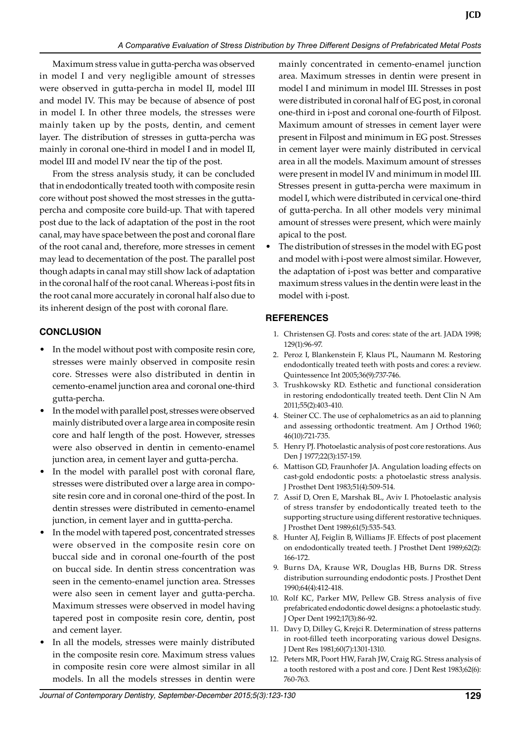Maximum stress value in gutta-percha was observed in model I and very negligible amount of stresses were observed in gutta-percha in model II, model III and model IV. This may be because of absence of post in model I. In other three models, the stresses were mainly taken up by the posts, dentin, and cement layer. The distribution of stresses in gutta-percha was mainly in coronal one-third in model I and in model II, model III and model IV near the tip of the post.

From the stress analysis study, it can be concluded that in endodontically treated tooth with composite resin core without post showed the most stresses in the gutta-percha and composite core build-up. That with tapered post due to the lack of adaptation of the post in the root canal, may have space between the post and coronal flare of the root canal and, therefore, more stresses in cement may lead to decementation of the post. The parallel post though adapts in canal may still show lack of adaptation in the coronal half of the root canal. Whereas i-post fits in the root canal more accurately in coronal half also due to its inherent design of the post with coronal flare.

## CONCLUSION

- In the model without post with composite resin core, stresses were mainly observed in composite resin core. Stresses were also distributed in dentin in cemento-enamel junction area and coronal one-third gutta-percha.
- In the model with parallel post, stresses were observed mainly distributed over a large area in composite resin core and half length of the post. However, stresses were also observed in dentin in cemento-enamel junction area, in cement layer and gutta-percha.
- In the model with parallel post with coronal flare, stresses were distributed over a large area in composite resin core and in coronal one-third of the post. In dentin stresses were distributed in cemento-enamel junction, in cement layer and in guttta-percha.
- In the model with tapered post, concentrated stresses were observed in the composite resin core on buccal side and in coronal one-fourth of the post on buccal side. In dentin stress concentration was seen in the cemento-enamel junction area. Stresses were also seen in cement layer and gutta-percha. Maximum stresses were observed in model having tapered post in composite resin core, dentin, post and cement layer.
- In all the models, stresses were mainly distributed in the composite resin core. Maximum stress values in composite resin core were almost similar in all models. In all the models stresses in dentin were mainly concentrated in cemento-enamel junction area. Maximum stresses in dentin were present in model I and minimum in model III. Stresses in post were distributed in coronal half of EG post, in coronal one-third in i-post and coronal one-fourth of Filpost. Maximum amount of stresses in cement layer were present in Filpost and minimum in EG post. Stresses in cement layer were mainly distributed in cervical area in all the models. Maximum amount of stresses were present in model IV and minimum in model III. Stresses present in gutta-percha were maximum in model I, which were distributed in cervical one-third of gutta-percha. In all other models very minimal amount of stresses were present, which were mainly apical to the post.
- The distribution of stresses in the model with EG post and model with i-post were almost similar. However, the adaptation of i-post was better and comparative maximum stress values in the dentin were least in the model with i-post.

## REFERENCES

1. Christensen GJ. Posts and cores: state of the art. JADA 1998; 129(1):96-97.
2. Peroz I, Blankenstein F, Klaus PL, Naumann M. Restoring endodontically treated teeth with posts and cores: a review. Quintessence Int 2005;36(9):737-746.
3. Trushkowsky RD. Esthetic and functional consideration in restoring endodontically treated teeth. Dent Clin N Am 2011;55(2):403-410.
4. Steiner CC. The use of cephalometrics as an aid to planning and assessing orthodontic treatment. Am J Orthod 1960; 46(10):721-735.
5. Henry PJ. Photoelastic analysis of post core restorations. Aus Den J 1977;22(3):157-159.
6. Mattison GD, Fraunhofer JA. Angulation loading effects on cast-gold endodontic posts: a photoelastic stress analysis. J Prosthet Dent 1983;51(4):509-514.
7. Assif D, Oren E, Marshak BL, Aviv I. Photoelastic analysis of stress transfer by endodontically treated teeth to the supporting structure using different restorative techniques. J Prosthet Dent 1989;61(5):535-543.
8. Hunter AJ, Feiglin B, Williams JF. Effects of post placement on endodontically treated teeth. J Prosthet Dent 1989;62(2): 166-172.
9. Burns DA, Krause WR, Douglas HB, Burns DR. Stress distribution surrounding endodontic posts. J Prosthet Dent 1990;64(4):412-418.
10. Rolf KC, Parker MW, Pellew GB. Stress analysis of five prefabricated endodontic dowel designs: a photoelastic study. J Oper Dent 1992;17(3):86-92.
11. Davy D, Dilley G, Krejci R. Determination of stress patterns in root-filled teeth incorporating various dowel Designs. J Dent Res 1981;60(7):1301-1310.
12. Peters MR, Poort HW, Farah JW, Craig RG. Stress analysis of a tooth restored with a post and core. J Dent Rest 1983;62(6): 760-763.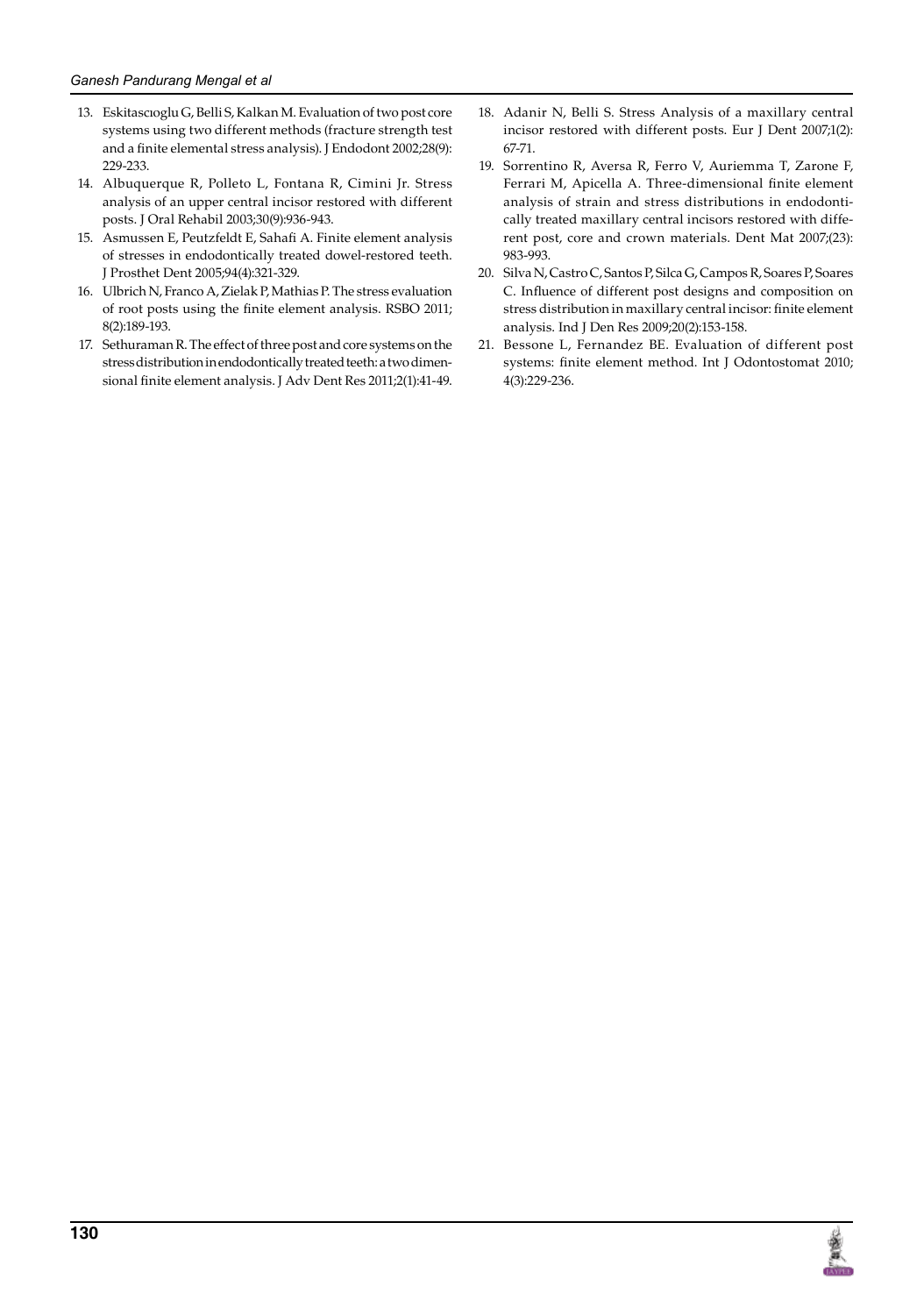13. Eskitascıoglu G, Belli S, Kalkan M. Evaluation of two post core systems using two different methods (fracture strength test and a finite elemental stress analysis). J Endodont 2002;28(9): 229-233.
14. Albuquerque R, Polleto L, Fontana R, Cimini Jr. Stress analysis of an upper central incisor restored with different posts. J Oral Rehabil 2003;30(9):936-943.
15. Asmussen E, Peutzfeldt E, Sahafi A. Finite element analysis of stresses in endodontically treated dowel-restored teeth. J Prosthet Dent 2005;94(4):321-329.
16. Ulbrich N, Franco A, Zielak P, Mathias P. The stress evaluation of root posts using the finite element analysis. RSBO 2011; 8(2):189-193.
17. Sethuraman R. The effect of three post and core systems on the stress distribution in endodontically treated teeth: a two dimensional finite element analysis. J Adv Dent Res 2011;2(1):41-49.
18. Adanir N, Belli S. Stress Analysis of a maxillary central incisor restored with different posts. Eur J Dent 2007;1(2): 67-71.
19. Sorrentino R, Aversa R, Ferro V, Auriemma T, Zarone F, Ferrari M, Apicella A. Three-dimensional finite element analysis of strain and stress distributions in endodontically treated maxillary central incisors restored with different post, core and crown materials. Dent Mat 2007;(23): 983-993.
20. Silva N, Castro C, Santos P, Silca G, Campos R, Soares P, Soares C. Influence of different post designs and composition on stress distribution in maxillary central incisor: finite element analysis. Ind J Den Res 2009;20(2):153-158.
21. Bessone L, Fernandez BE. Evaluation of different post systems: finite element method. Int J Odontostomat 2010; 4(3):229-236.